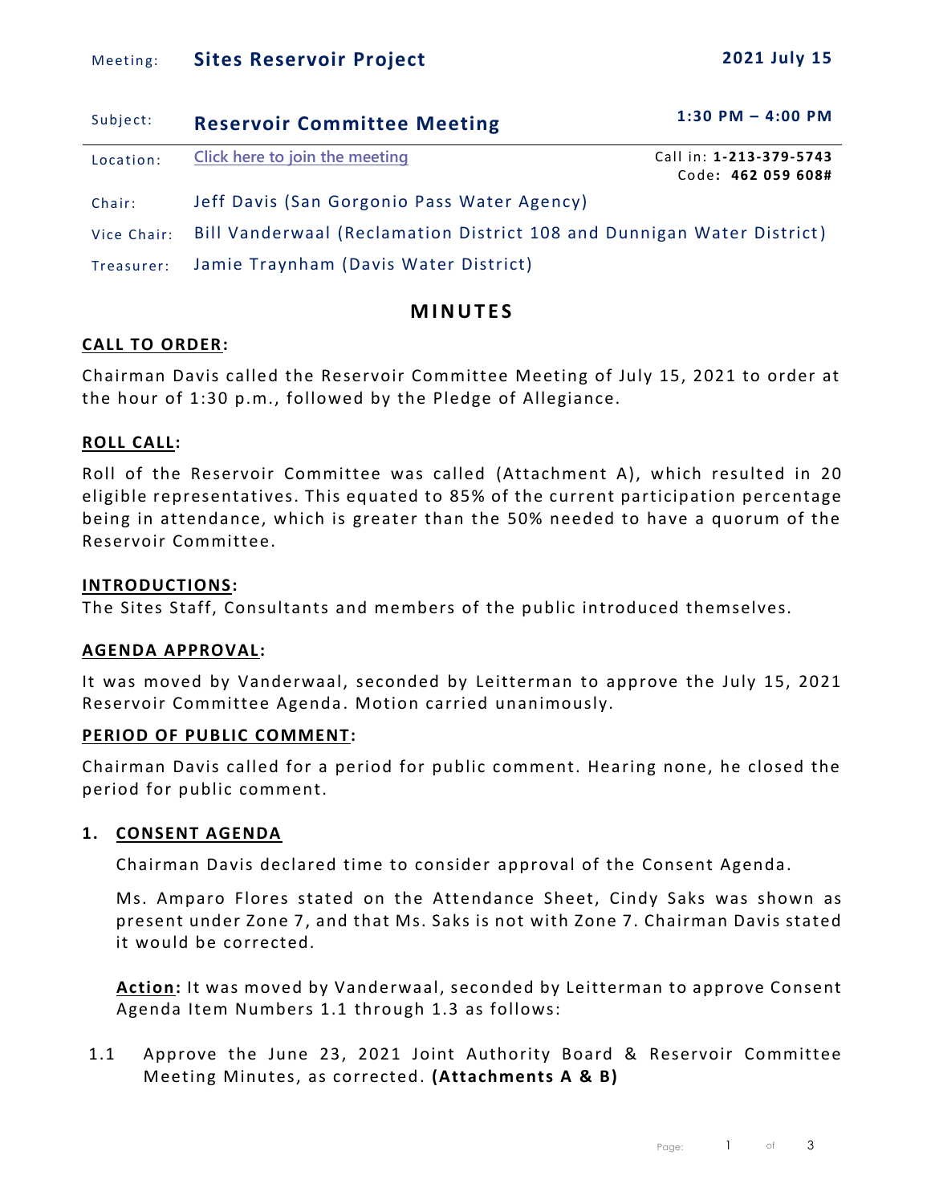Meeting: **Sites Reservoir Project** **2021 July 15**

| | | |
|---|---|---|
| Subject: | **Reservoir Committee Meeting** | **1:30 PM – 4:00 PM** |
| Location: | Click here to join the meeting | Call in: **1-213-379-5743** Code: **462 059 608#** |
| Chair: | Jeff Davis (San Gorgonio Pass Water Agency) | |
| Vice Chair: | Bill Vanderwaal (Reclamation District 108 and Dunnigan Water District) | |
| Treasurer: | Jamie Traynham (Davis Water District) | |

# MINUTES

**CALL TO ORDER:**

Chairman Davis called the Reservoir Committee Meeting of July 15, 2021 to order at the hour of 1:30 p.m., followed by the Pledge of Allegiance.

**ROLL CALL:**

Roll of the Reservoir Committee was called (Attachment A), which resulted in 20 eligible representatives. This equated to 85% of the current participation percentage being in attendance, which is greater than the 50% needed to have a quorum of the Reservoir Committee.

**INTRODUCTIONS:**

The Sites Staff, Consultants and members of the public introduced themselves.

**AGENDA APPROVAL:**

It was moved by Vanderwaal, seconded by Leitterman to approve the July 15, 2021 Reservoir Committee Agenda. Motion carried unanimously.

**PERIOD OF PUBLIC COMMENT:**

Chairman Davis called for a period for public comment. Hearing none, he closed the period for public comment.

**1. CONSENT AGENDA**

Chairman Davis declared time to consider approval of the Consent Agenda.

Ms. Amparo Flores stated on the Attendance Sheet, Cindy Saks was shown as present under Zone 7, and that Ms. Saks is not with Zone 7. Chairman Davis stated it would be corrected.

**Action:** It was moved by Vanderwaal, seconded by Leitterman to approve Consent Agenda Item Numbers 1.1 through 1.3 as follows:

1.1 Approve the June 23, 2021 Joint Authority Board & Reservoir Committee Meeting Minutes, as corrected. **(Attachments A & B)**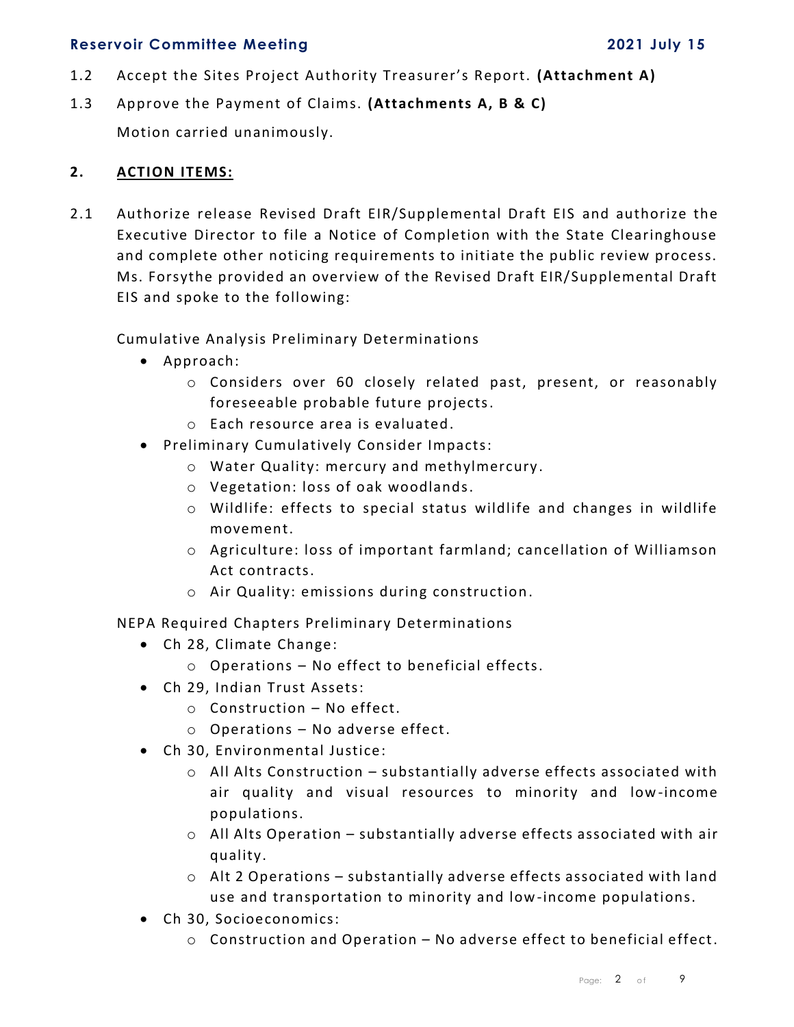1.2 Accept the Sites Project Authority Treasurer's Report. **(Attachment A)**

1.3 Approve the Payment of Claims. **(Attachments A, B & C)**

Motion carried unanimously.

## 2. ACTION ITEMS:

2.1 Authorize release Revised Draft EIR/Supplemental Draft EIS and authorize the Executive Director to file a Notice of Completion with the State Clearinghouse and complete other noticing requirements to initiate the public review process. Ms. Forsythe provided an overview of the Revised Draft EIR/Supplemental Draft EIS and spoke to the following:

Cumulative Analysis Preliminary Determinations

- Approach:
  - Considers over 60 closely related past, present, or reasonably foreseeable probable future projects.
  - Each resource area is evaluated.
- Preliminary Cumulatively Consider Impacts:
  - Water Quality: mercury and methylmercury.
  - Vegetation: loss of oak woodlands.
  - Wildlife: effects to special status wildlife and changes in wildlife movement.
  - Agriculture: loss of important farmland; cancellation of Williamson Act contracts.
  - Air Quality: emissions during construction.

NEPA Required Chapters Preliminary Determinations

- Ch 28, Climate Change:
  - Operations – No effect to beneficial effects.
- Ch 29, Indian Trust Assets:
  - Construction – No effect.
  - Operations – No adverse effect.
- Ch 30, Environmental Justice:
  - All Alts Construction – substantially adverse effects associated with air quality and visual resources to minority and low-income populations.
  - All Alts Operation – substantially adverse effects associated with air quality.
  - Alt 2 Operations – substantially adverse effects associated with land use and transportation to minority and low-income populations.
- Ch 30, Socioeconomics:
  - Construction and Operation – No adverse effect to beneficial effect.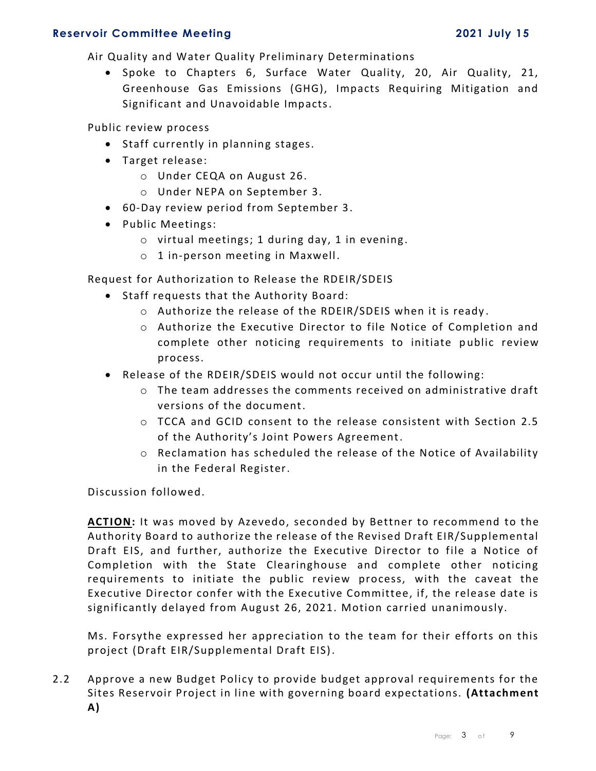Air Quality and Water Quality Preliminary Determinations

- Spoke to Chapters 6, Surface Water Quality, 20, Air Quality, 21, Greenhouse Gas Emissions (GHG), Impacts Requiring Mitigation and Significant and Unavoidable Impacts.

Public review process

- Staff currently in planning stages.
- Target release:
  - Under CEQA on August 26.
  - Under NEPA on September 3.
- 60-Day review period from September 3.
- Public Meetings:
  - virtual meetings; 1 during day, 1 in evening.
  - 1 in-person meeting in Maxwell.

Request for Authorization to Release the RDEIR/SDEIS

- Staff requests that the Authority Board:
  - Authorize the release of the RDEIR/SDEIS when it is ready.
  - Authorize the Executive Director to file Notice of Completion and complete other noticing requirements to initiate public review process.
- Release of the RDEIR/SDEIS would not occur until the following:
  - The team addresses the comments received on administrative draft versions of the document.
  - TCCA and GCID consent to the release consistent with Section 2.5 of the Authority's Joint Powers Agreement.
  - Reclamation has scheduled the release of the Notice of Availability in the Federal Register.

Discussion followed.

**ACTION:** It was moved by Azevedo, seconded by Bettner to recommend to the Authority Board to authorize the release of the Revised Draft EIR/Supplemental Draft EIS, and further, authorize the Executive Director to file a Notice of Completion with the State Clearinghouse and complete other noticing requirements to initiate the public review process, with the caveat the Executive Director confer with the Executive Committee, if, the release date is significantly delayed from August 26, 2021. Motion carried unanimously.

Ms. Forsythe expressed her appreciation to the team for their efforts on this project (Draft EIR/Supplemental Draft EIS).

2.2 Approve a new Budget Policy to provide budget approval requirements for the Sites Reservoir Project in line with governing board expectations. **(Attachment A)**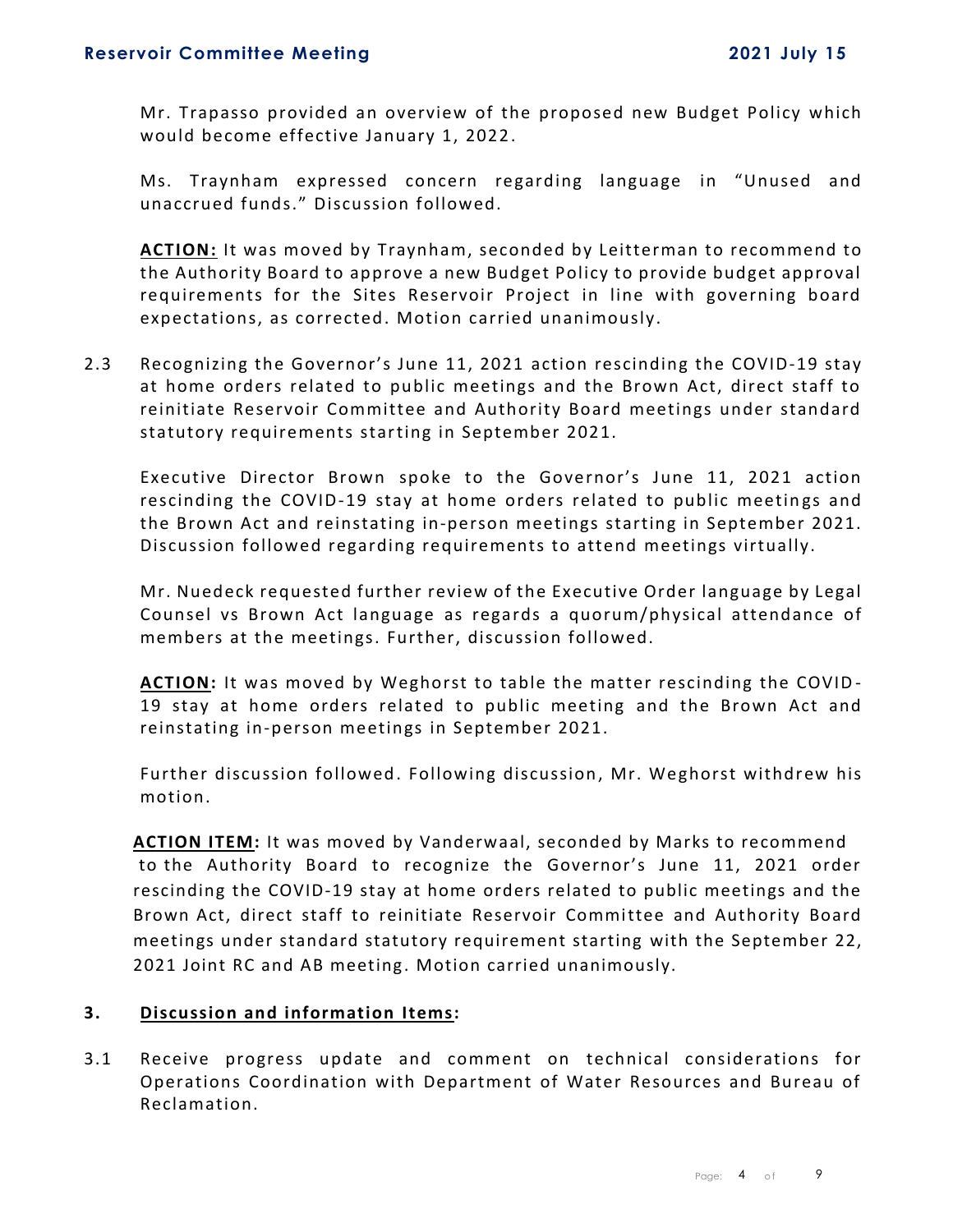Mr. Trapasso provided an overview of the proposed new Budget Policy which would become effective January 1, 2022.

Ms. Traynham expressed concern regarding language in "Unused and unaccrued funds." Discussion followed.

**<u>ACTION:</u>** It was moved by Traynham, seconded by Leitterman to recommend to the Authority Board to approve a new Budget Policy to provide budget approval requirements for the Sites Reservoir Project in line with governing board expectations, as corrected. Motion carried unanimously.

2.3 Recognizing the Governor's June 11, 2021 action rescinding the COVID-19 stay at home orders related to public meetings and the Brown Act, direct staff to reinitiate Reservoir Committee and Authority Board meetings under standard statutory requirements starting in September 2021.

Executive Director Brown spoke to the Governor's June 11, 2021 action rescinding the COVID-19 stay at home orders related to public meetings and the Brown Act and reinstating in-person meetings starting in September 2021. Discussion followed regarding requirements to attend meetings virtually.

Mr. Nuedeck requested further review of the Executive Order language by Legal Counsel vs Brown Act language as regards a quorum/physical attendance of members at the meetings. Further, discussion followed.

**<u>ACTION</u>:** It was moved by Weghorst to table the matter rescinding the COVID-19 stay at home orders related to public meeting and the Brown Act and reinstating in-person meetings in September 2021.

Further discussion followed. Following discussion, Mr. Weghorst withdrew his motion.

**<u>ACTION ITEM</u>:** It was moved by Vanderwaal, seconded by Marks to recommend to the Authority Board to recognize the Governor's June 11, 2021 order rescinding the COVID-19 stay at home orders related to public meetings and the Brown Act, direct staff to reinitiate Reservoir Committee and Authority Board meetings under standard statutory requirement starting with the September 22, 2021 Joint RC and AB meeting. Motion carried unanimously.

## 3. <u>Discussion and information Items</u>:

3.1 Receive progress update and comment on technical considerations for Operations Coordination with Department of Water Resources and Bureau of Reclamation.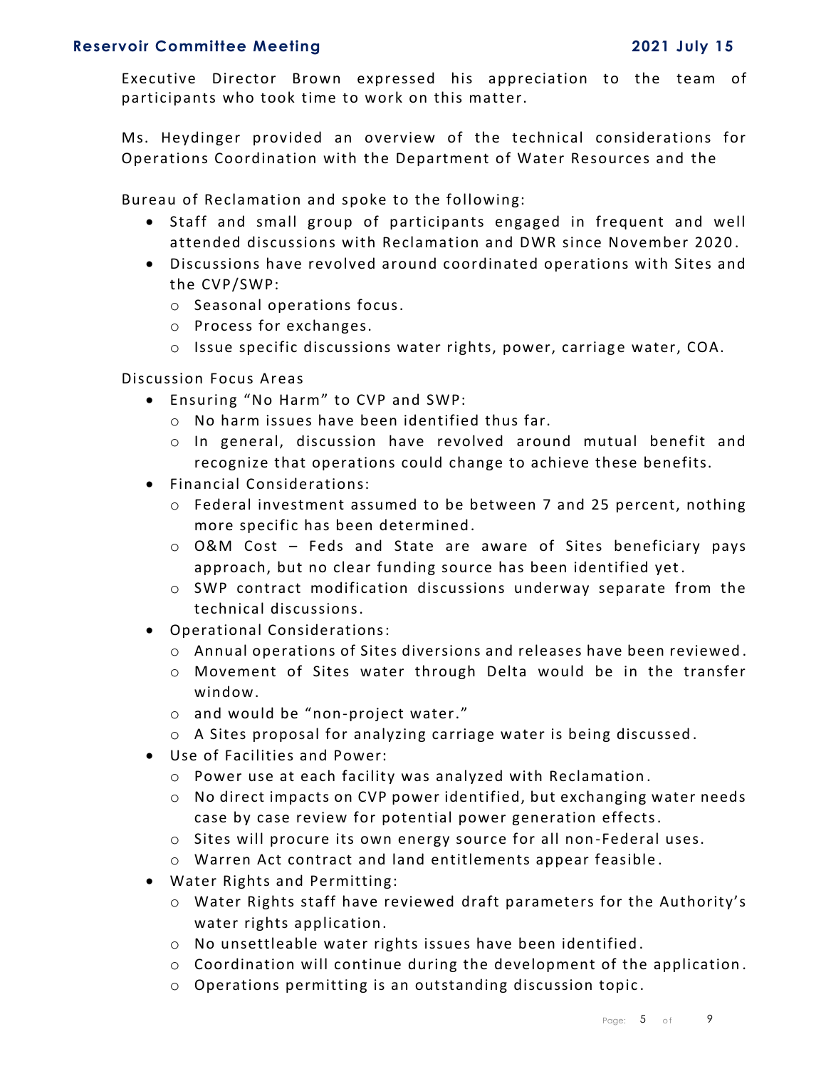Executive Director Brown expressed his appreciation to the team of participants who took time to work on this matter.

Ms. Heydinger provided an overview of the technical considerations for Operations Coordination with the Department of Water Resources and the

Bureau of Reclamation and spoke to the following:

- Staff and small group of participants engaged in frequent and well attended discussions with Reclamation and DWR since November 2020.
- Discussions have revolved around coordinated operations with Sites and the CVP/SWP:
  - Seasonal operations focus.
  - Process for exchanges.
  - Issue specific discussions water rights, power, carriage water, COA.

Discussion Focus Areas

- Ensuring "No Harm" to CVP and SWP:
  - No harm issues have been identified thus far.
  - In general, discussion have revolved around mutual benefit and recognize that operations could change to achieve these benefits.
- Financial Considerations:
  - Federal investment assumed to be between 7 and 25 percent, nothing more specific has been determined.
  - O&M Cost – Feds and State are aware of Sites beneficiary pays approach, but no clear funding source has been identified yet.
  - SWP contract modification discussions underway separate from the technical discussions.
- Operational Considerations:
  - Annual operations of Sites diversions and releases have been reviewed.
  - Movement of Sites water through Delta would be in the transfer window.
  - and would be "non-project water."
  - A Sites proposal for analyzing carriage water is being discussed.
- Use of Facilities and Power:
  - Power use at each facility was analyzed with Reclamation.
  - No direct impacts on CVP power identified, but exchanging water needs case by case review for potential power generation effects.
  - Sites will procure its own energy source for all non-Federal uses.
  - Warren Act contract and land entitlements appear feasible.
- Water Rights and Permitting:
  - Water Rights staff have reviewed draft parameters for the Authority's water rights application.
  - No unsettleable water rights issues have been identified.
  - Coordination will continue during the development of the application.
  - Operations permitting is an outstanding discussion topic.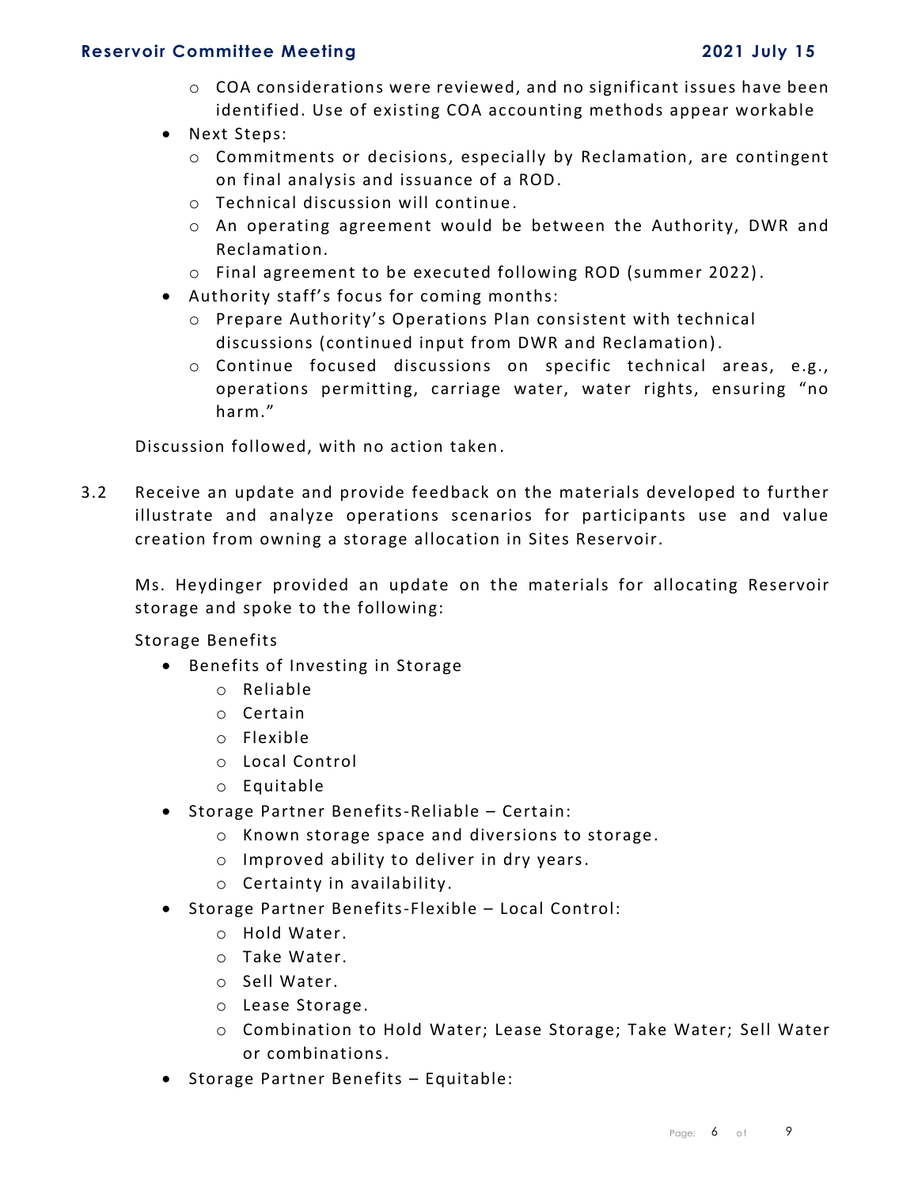- COA considerations were reviewed, and no significant issues have been identified. Use of existing COA accounting methods appear workable
- Next Steps:
  - Commitments or decisions, especially by Reclamation, are contingent on final analysis and issuance of a ROD.
  - Technical discussion will continue.
  - An operating agreement would be between the Authority, DWR and Reclamation.
  - Final agreement to be executed following ROD (summer 2022).
- Authority staff's focus for coming months:
  - Prepare Authority's Operations Plan consistent with technical discussions (continued input from DWR and Reclamation).
  - Continue focused discussions on specific technical areas, e.g., operations permitting, carriage water, water rights, ensuring "no harm."

Discussion followed, with no action taken.

3.2 Receive an update and provide feedback on the materials developed to further illustrate and analyze operations scenarios for participants use and value creation from owning a storage allocation in Sites Reservoir.

Ms. Heydinger provided an update on the materials for allocating Reservoir storage and spoke to the following:

Storage Benefits

- Benefits of Investing in Storage
  - Reliable
  - Certain
  - Flexible
  - Local Control
  - Equitable
- Storage Partner Benefits-Reliable – Certain:
  - Known storage space and diversions to storage.
  - Improved ability to deliver in dry years.
  - Certainty in availability.
- Storage Partner Benefits-Flexible – Local Control:
  - Hold Water.
  - Take Water.
  - Sell Water.
  - Lease Storage.
  - Combination to Hold Water; Lease Storage; Take Water; Sell Water or combinations.
- Storage Partner Benefits – Equitable: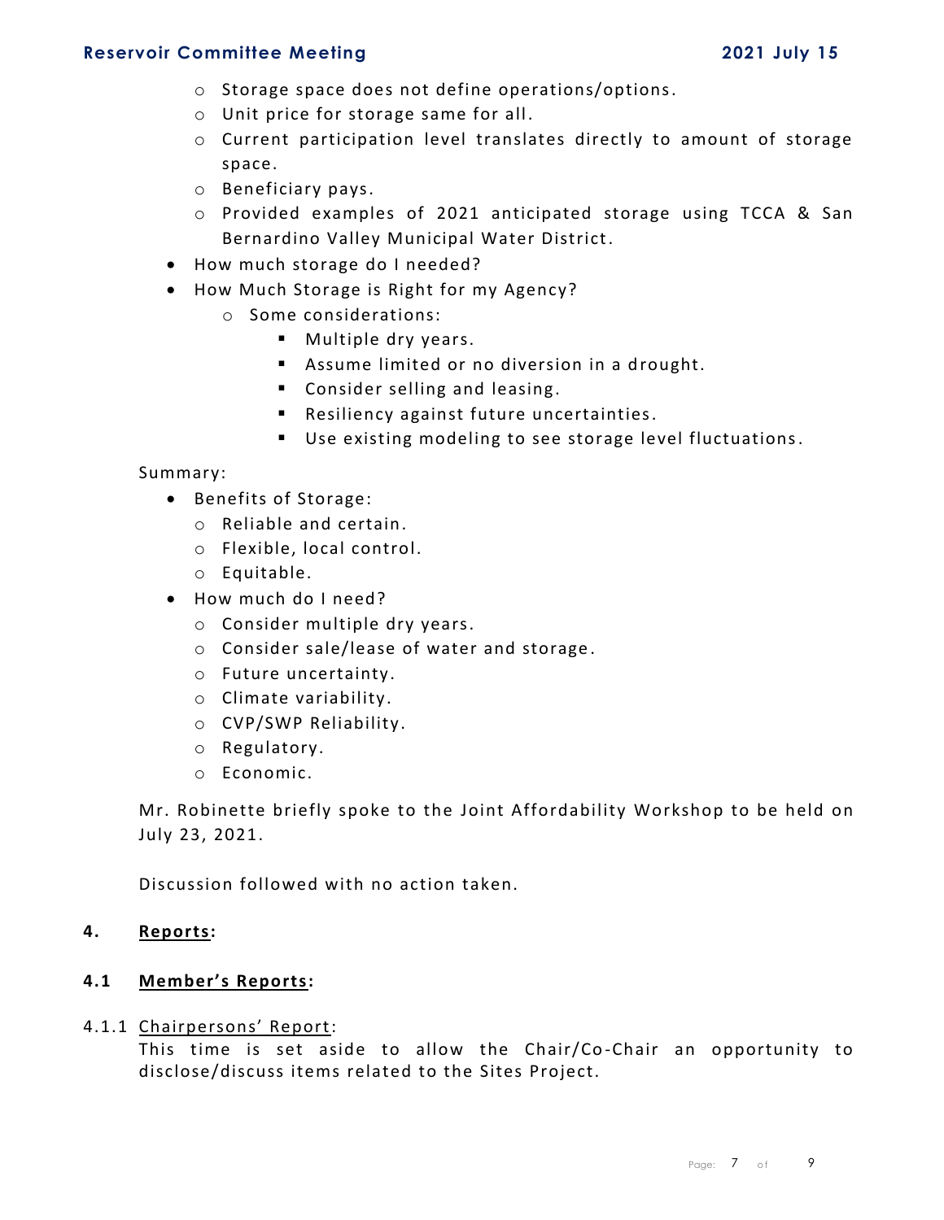- Storage space does not define operations/options.
  - Unit price for storage same for all.
  - Current participation level translates directly to amount of storage space.
  - Beneficiary pays.
  - Provided examples of 2021 anticipated storage using TCCA & San Bernardino Valley Municipal Water District.
- How much storage do I needed?
- How Much Storage is Right for my Agency?
  - Some considerations:
    - Multiple dry years.
    - Assume limited or no diversion in a drought.
    - Consider selling and leasing.
    - Resiliency against future uncertainties.
    - Use existing modeling to see storage level fluctuations.

Summary:

- Benefits of Storage:
  - Reliable and certain.
  - Flexible, local control.
  - Equitable.
- How much do I need?
  - Consider multiple dry years.
  - Consider sale/lease of water and storage.
  - Future uncertainty.
  - Climate variability.
  - CVP/SWP Reliability.
  - Regulatory.
  - Economic.

Mr. Robinette briefly spoke to the Joint Affordability Workshop to be held on July 23, 2021.

Discussion followed with no action taken.

## 4. Reports:

### 4.1 Member's Reports:

4.1.1 Chairpersons' Report:

This time is set aside to allow the Chair/Co-Chair an opportunity to disclose/discuss items related to the Sites Project.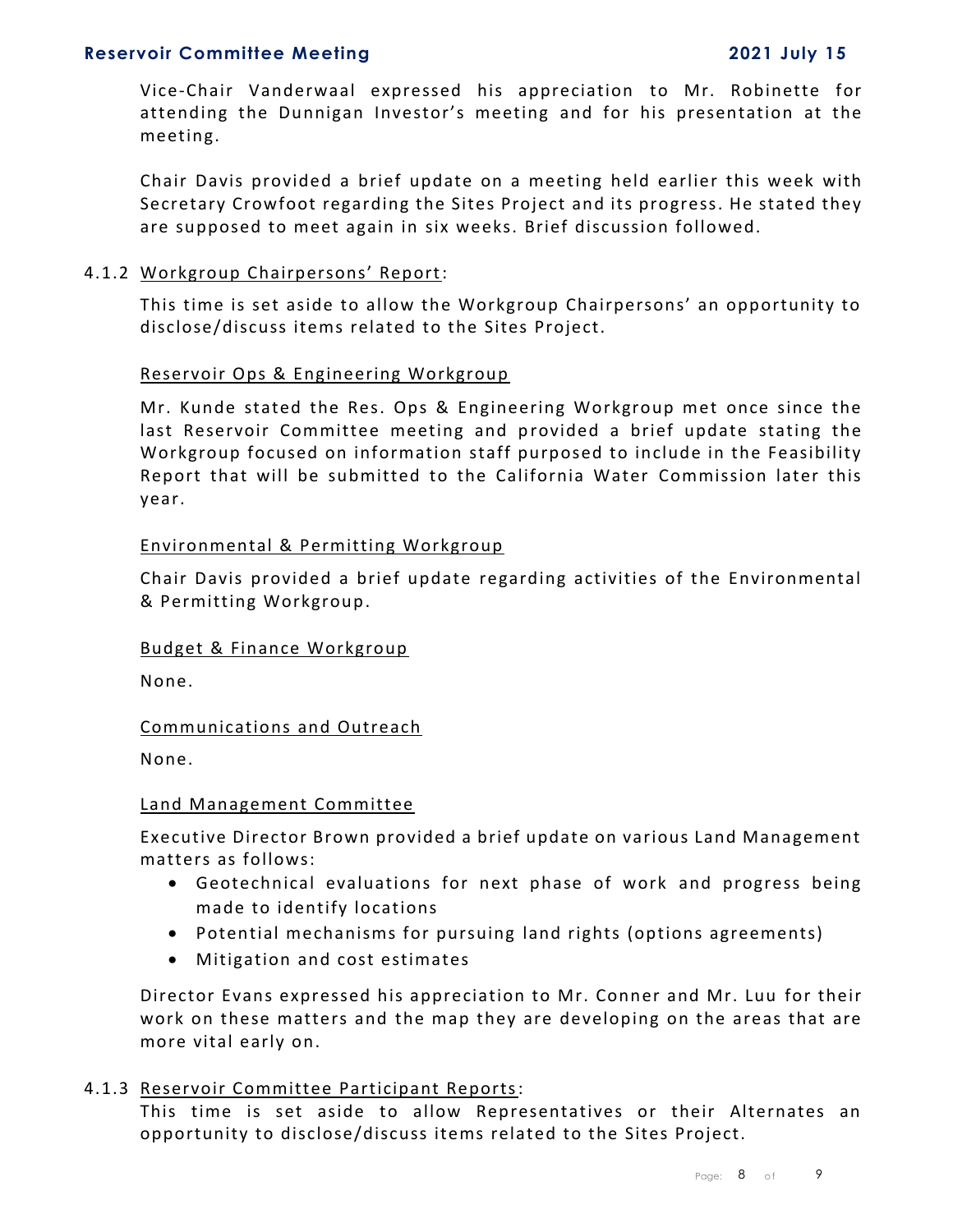Vice-Chair Vanderwaal expressed his appreciation to Mr. Robinette for attending the Dunnigan Investor's meeting and for his presentation at the meeting.

Chair Davis provided a brief update on a meeting held earlier this week with Secretary Crowfoot regarding the Sites Project and its progress. He stated they are supposed to meet again in six weeks. Brief discussion followed.

4.1.2 Workgroup Chairpersons' Report:

This time is set aside to allow the Workgroup Chairpersons' an opportunity to disclose/discuss items related to the Sites Project.

Reservoir Ops & Engineering Workgroup

Mr. Kunde stated the Res. Ops & Engineering Workgroup met once since the last Reservoir Committee meeting and provided a brief update stating the Workgroup focused on information staff purposed to include in the Feasibility Report that will be submitted to the California Water Commission later this year.

Environmental & Permitting Workgroup

Chair Davis provided a brief update regarding activities of the Environmental & Permitting Workgroup.

Budget & Finance Workgroup

None.

Communications and Outreach

None.

Land Management Committee

Executive Director Brown provided a brief update on various Land Management matters as follows:

- Geotechnical evaluations for next phase of work and progress being made to identify locations
- Potential mechanisms for pursuing land rights (options agreements)
- Mitigation and cost estimates

Director Evans expressed his appreciation to Mr. Conner and Mr. Luu for their work on these matters and the map they are developing on the areas that are more vital early on.

4.1.3 Reservoir Committee Participant Reports:

This time is set aside to allow Representatives or their Alternates an opportunity to disclose/discuss items related to the Sites Project.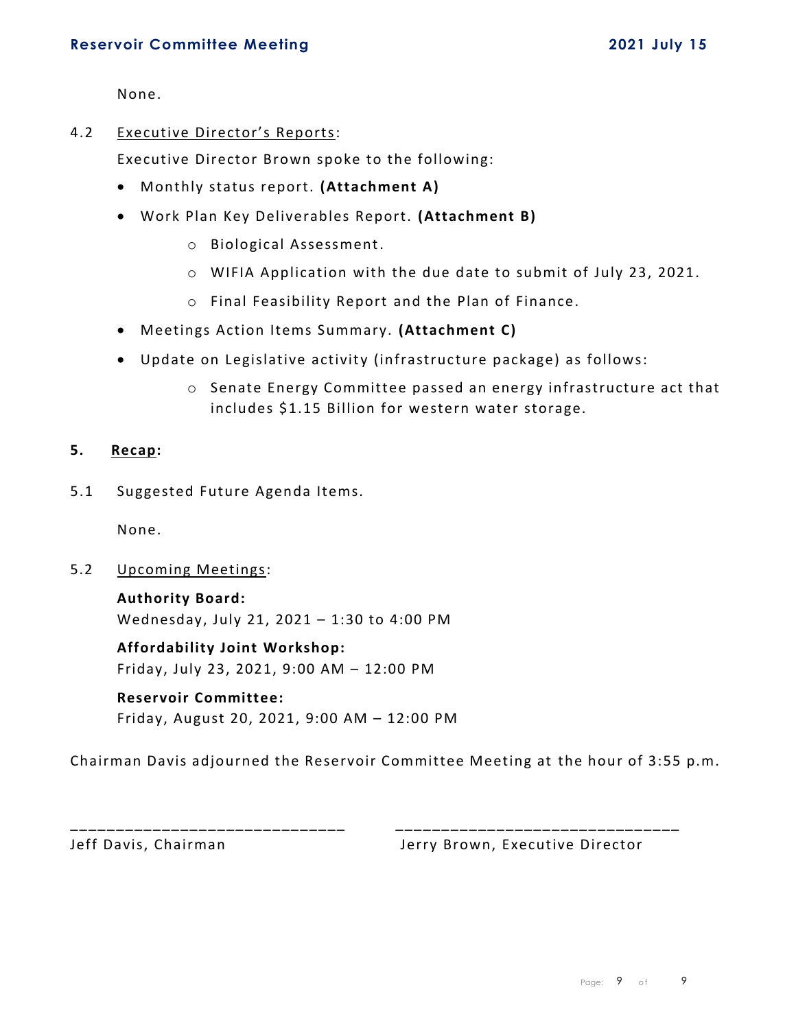None.

4.2 Executive Director's Reports:

Executive Director Brown spoke to the following:

- Monthly status report. **(Attachment A)**
- Work Plan Key Deliverables Report. **(Attachment B)**
    - Biological Assessment.
    - WIFIA Application with the due date to submit of July 23, 2021.
    - Final Feasibility Report and the Plan of Finance.
- Meetings Action Items Summary. **(Attachment C)**
- Update on Legislative activity (infrastructure package) as follows:
    - Senate Energy Committee passed an energy infrastructure act that includes $1.15 Billion for western water storage.

## 5. Recap:

5.1 Suggested Future Agenda Items.

None.

5.2 Upcoming Meetings:

**Authority Board:**
Wednesday, July 21, 2021 – 1:30 to 4:00 PM

**Affordability Joint Workshop:**
Friday, July 23, 2021, 9:00 AM – 12:00 PM

**Reservoir Committee:**
Friday, August 20, 2021, 9:00 AM – 12:00 PM

Chairman Davis adjourned the Reservoir Committee Meeting at the hour of 3:55 p.m.

______________________________
Jeff Davis, Chairman

______________________________
Jerry Brown, Executive Director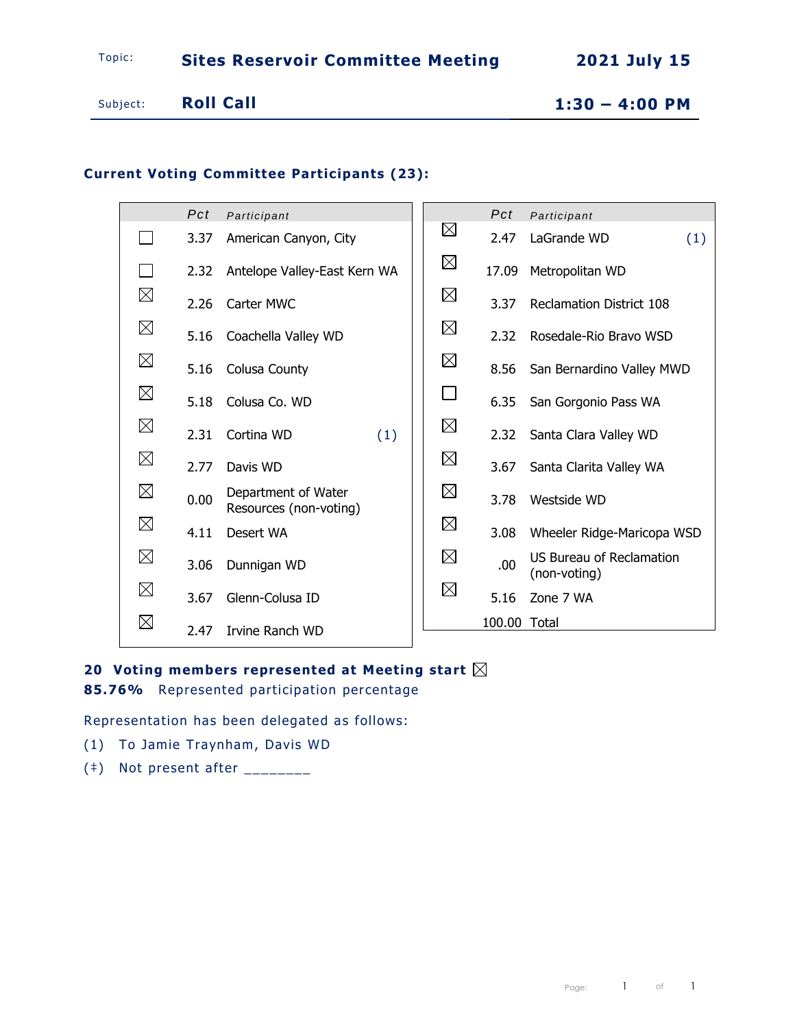Topic: **Sites Reservoir Committee Meeting** — **2021 July 15**

Subject: **Roll Call** — **1:30 – 4:00 PM**

### Current Voting Committee Participants (23):

| | Pct | Participant | |
|---|---|---|---|
| ☐ | 3.37 | American Canyon, City | |
| ☐ | 2.32 | Antelope Valley-East Kern WA | |
| ☒ | 2.26 | Carter MWC | |
| ☒ | 5.16 | Coachella Valley WD | |
| ☒ | 5.16 | Colusa County | |
| ☒ | 5.18 | Colusa Co. WD | |
| ☒ | 2.31 | Cortina WD | (1) |
| ☒ | 2.77 | Davis WD | |
| ☒ | 0.00 | Department of Water Resources (non-voting) | |
| ☒ | 4.11 | Desert WA | |
| ☒ | 3.06 | Dunnigan WD | |
| ☒ | 3.67 | Glenn-Colusa ID | |
| ☒ | 2.47 | Irvine Ranch WD | |

| | Pct | Participant | |
|---|---|---|---|
| ☒ | 2.47 | LaGrande WD | (1) |
| ☒ | 17.09 | Metropolitan WD | |
| ☒ | 3.37 | Reclamation District 108 | |
| ☒ | 2.32 | Rosedale-Rio Bravo WSD | |
| ☒ | 8.56 | San Bernardino Valley MWD | |
| ☐ | 6.35 | San Gorgonio Pass WA | |
| ☒ | 2.32 | Santa Clara Valley WD | |
| ☒ | 3.67 | Santa Clarita Valley WA | |
| ☒ | 3.78 | Westside WD | |
| ☒ | 3.08 | Wheeler Ridge-Maricopa WSD | |
| ☒ | .00 | US Bureau of Reclamation (non-voting) | |
| ☒ | 5.16 | Zone 7 WA | |
| | 100.00 | Total | |

**20 Voting members represented at Meeting start** ☒

**85.76%** Represented participation percentage

Representation has been delegated as follows:

(1) To Jamie Traynham, Davis WD

(‡) Not present after ________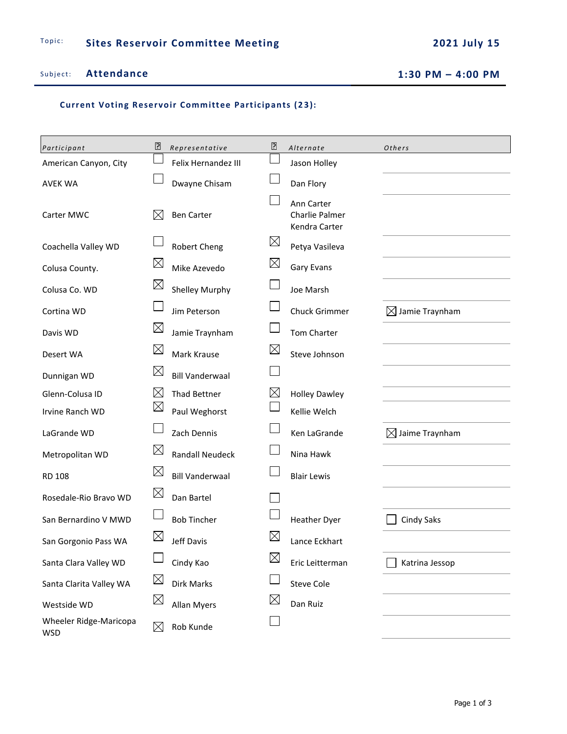Topic: **Sites Reservoir Committee Meeting** **2021 July 15**

Subject: **Attendance** **1:30 PM – 4:00 PM**

### Current Voting Reservoir Committee Participants (23):

| Participant | ☐ | Representative | ☐ | Alternate | Others |
|---|---|---|---|---|---|
| American Canyon, City | ☐ | Felix Hernandez III | ☐ | Jason Holley | |
| AVEK WA | ☐ | Dwayne Chisam | ☐ | Dan Flory | |
| Carter MWC | ☒ | Ben Carter | ☐ | Ann Carter<br>Charlie Palmer<br>Kendra Carter | |
| Coachella Valley WD | ☐ | Robert Cheng | ☒ | Petya Vasileva | |
| Colusa County. | ☒ | Mike Azevedo | ☒ | Gary Evans | |
| Colusa Co. WD | ☒ | Shelley Murphy | ☐ | Joe Marsh | |
| Cortina WD | ☐ | Jim Peterson | ☐ | Chuck Grimmer | ☒ Jamie Traynham |
| Davis WD | ☒ | Jamie Traynham | ☐ | Tom Charter | |
| Desert WA | ☒ | Mark Krause | ☒ | Steve Johnson | |
| Dunnigan WD | ☒ | Bill Vanderwaal | ☐ | | |
| Glenn-Colusa ID | ☒ | Thad Bettner | ☒ | Holley Dawley | |
| Irvine Ranch WD | ☒ | Paul Weghorst | ☐ | Kellie Welch | |
| LaGrande WD | ☐ | Zach Dennis | ☐ | Ken LaGrande | ☒ Jaime Traynham |
| Metropolitan WD | ☒ | Randall Neudeck | ☐ | Nina Hawk | |
| RD 108 | ☒ | Bill Vanderwaal | ☐ | Blair Lewis | |
| Rosedale-Rio Bravo WD | ☒ | Dan Bartel | ☐ | | |
| San Bernardino V MWD | ☐ | Bob Tincher | ☐ | Heather Dyer | ☐ Cindy Saks |
| San Gorgonio Pass WA | ☒ | Jeff Davis | ☒ | Lance Eckhart | |
| Santa Clara Valley WD | ☐ | Cindy Kao | ☒ | Eric Leitterman | ☐ Katrina Jessop |
| Santa Clarita Valley WA | ☒ | Dirk Marks | ☐ | Steve Cole | |
| Westside WD | ☒ | Allan Myers | ☒ | Dan Ruiz | |
| Wheeler Ridge-Maricopa WSD | ☒ | Rob Kunde | ☐ | | |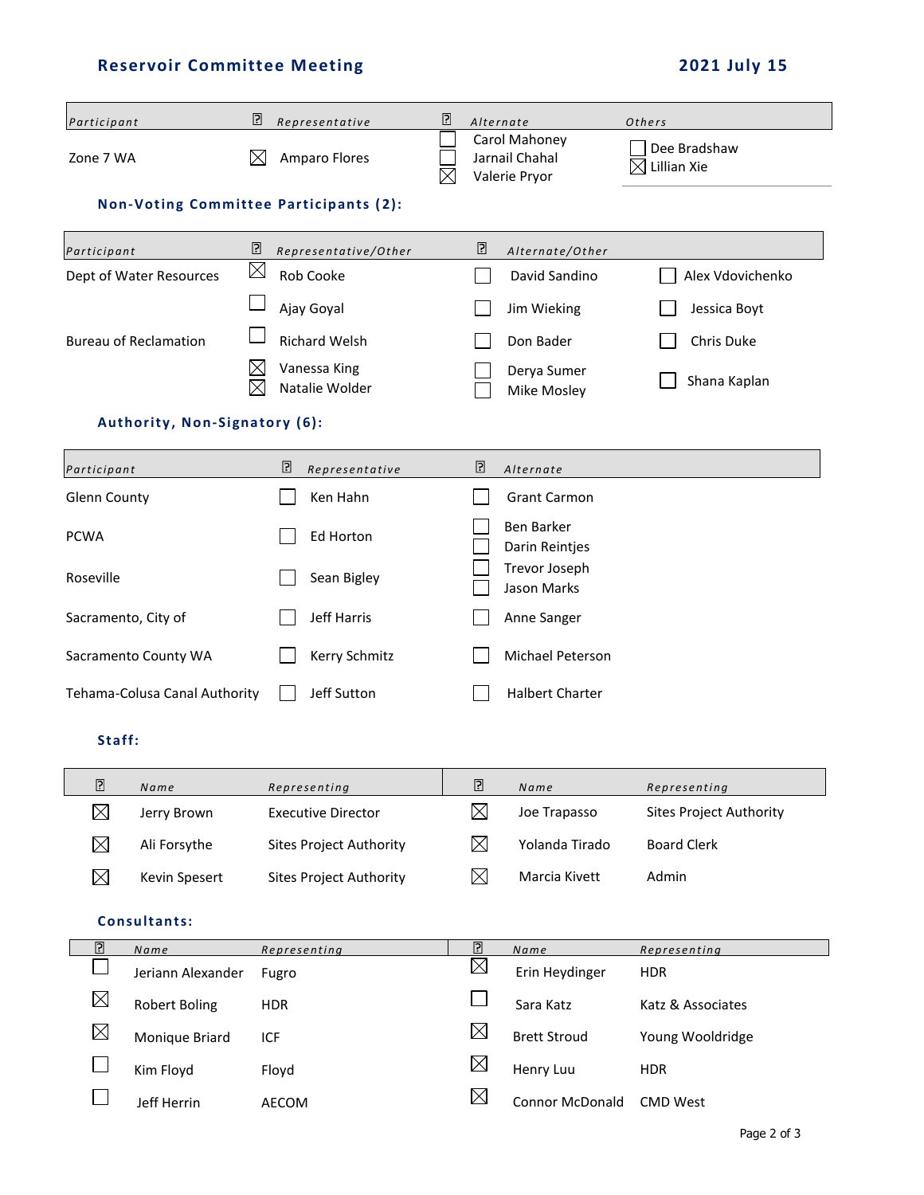## Reservoir Committee Meeting — 2021 July 15

| Participant | ☐ | Representative | ☐ | Alternate | Others |
|---|---|---|---|---|---|
| Zone 7 WA | ☒ | Amparo Flores | ☐ | Carol Mahoney | ☐ Dee Bradshaw |
| | | | ☐ | Jarnail Chahal | ☒ Lillian Xie |
| | | | ☒ | Valerie Pryor | |

### Non-Voting Committee Participants (2):

| Participant | ☐ | Representative/Other | ☐ | Alternate/Other | ☐ | |
|---|---|---|---|---|---|---|
| Dept of Water Resources | ☒ | Rob Cooke | ☐ | David Sandino | ☐ | Alex Vdovichenko |
| | ☐ | Ajay Goyal | ☐ | Jim Wieking | ☐ | Jessica Boyt |
| Bureau of Reclamation | ☐ | Richard Welsh | ☐ | Don Bader | ☐ | Chris Duke |
| | ☒ | Vanessa King | ☐ | Derya Sumer | ☐ | Shana Kaplan |
| | ☒ | Natalie Wolder | ☐ | Mike Mosley | | |

### Authority, Non-Signatory (6):

| Participant | ☐ | Representative | ☐ | Alternate |
|---|---|---|---|---|
| Glenn County | ☐ | Ken Hahn | ☐ | Grant Carmon |
| PCWA | ☐ | Ed Horton | ☐ | Ben Barker |
| | | | ☐ | Darin Reintjes |
| Roseville | ☐ | Sean Bigley | ☐ | Trevor Joseph |
| | | | ☐ | Jason Marks |
| Sacramento, City of | ☐ | Jeff Harris | ☐ | Anne Sanger |
| Sacramento County WA | ☐ | Kerry Schmitz | ☐ | Michael Peterson |
| Tehama-Colusa Canal Authority | ☐ | Jeff Sutton | ☐ | Halbert Charter |

### Staff:

| ☐ | Name | Representing | ☐ | Name | Representing |
|---|---|---|---|---|---|
| ☒ | Jerry Brown | Executive Director | ☒ | Joe Trapasso | Sites Project Authority |
| ☒ | Ali Forsythe | Sites Project Authority | ☒ | Yolanda Tirado | Board Clerk |
| ☒ | Kevin Spesert | Sites Project Authority | ☒ | Marcia Kivett | Admin |

### Consultants:

| ☐ | Name | Representing | ☐ | Name | Representing |
|---|---|---|---|---|---|
| ☐ | Jeriann Alexander | Fugro | ☒ | Erin Heydinger | HDR |
| ☒ | Robert Boling | HDR | ☐ | Sara Katz | Katz & Associates |
| ☒ | Monique Briard | ICF | ☒ | Brett Stroud | Young Wooldridge |
| ☐ | Kim Floyd | Floyd | ☒ | Henry Luu | HDR |
| ☐ | Jeff Herrin | AECOM | ☒ | Connor McDonald | CMD West |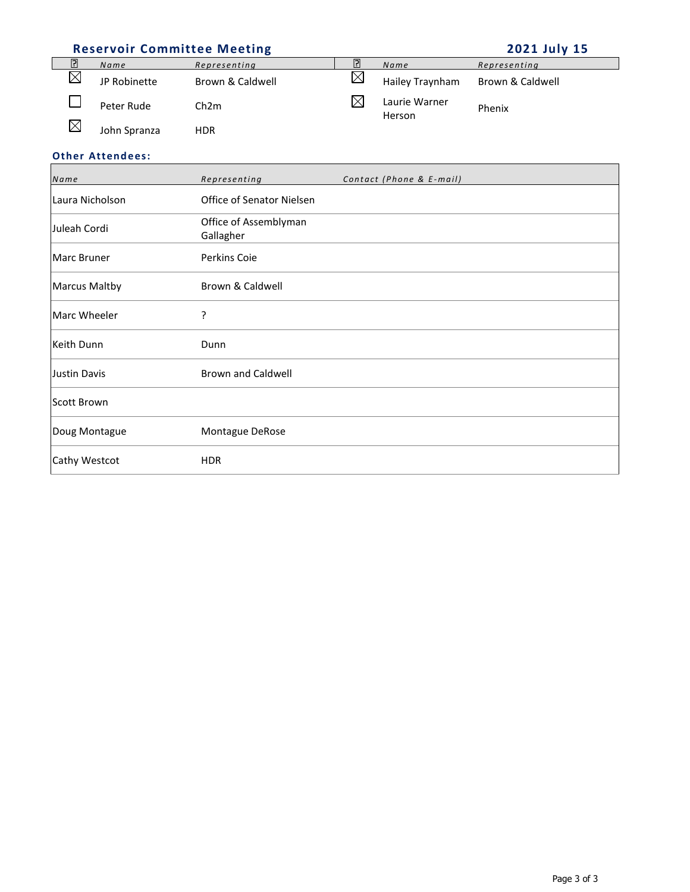# Reservoir Committee Meeting

**2021 July 15**

| ☐ | Name | Representing | ☐ | Name | Representing |
|---|---|---|---|---|---|
| ☒ | JP Robinette | Brown & Caldwell | ☒ | Hailey Traynham | Brown & Caldwell |
| ☐ | Peter Rude | Ch2m | ☒ | Laurie Warner Herson | Phenix |
| ☒ | John Spranza | HDR | | | |

## Other Attendees:

| Name | Representing | Contact (Phone & E-mail) |
|---|---|---|
| Laura Nicholson | Office of Senator Nielsen | |
| Juleah Cordi | Office of Assemblyman Gallagher | |
| Marc Bruner | Perkins Coie | |
| Marcus Maltby | Brown & Caldwell | |
| Marc Wheeler | ? | |
| Keith Dunn | Dunn | |
| Justin Davis | Brown and Caldwell | |
| Scott Brown | | |
| Doug Montague | Montague DeRose | |
| Cathy Westcot | HDR | |